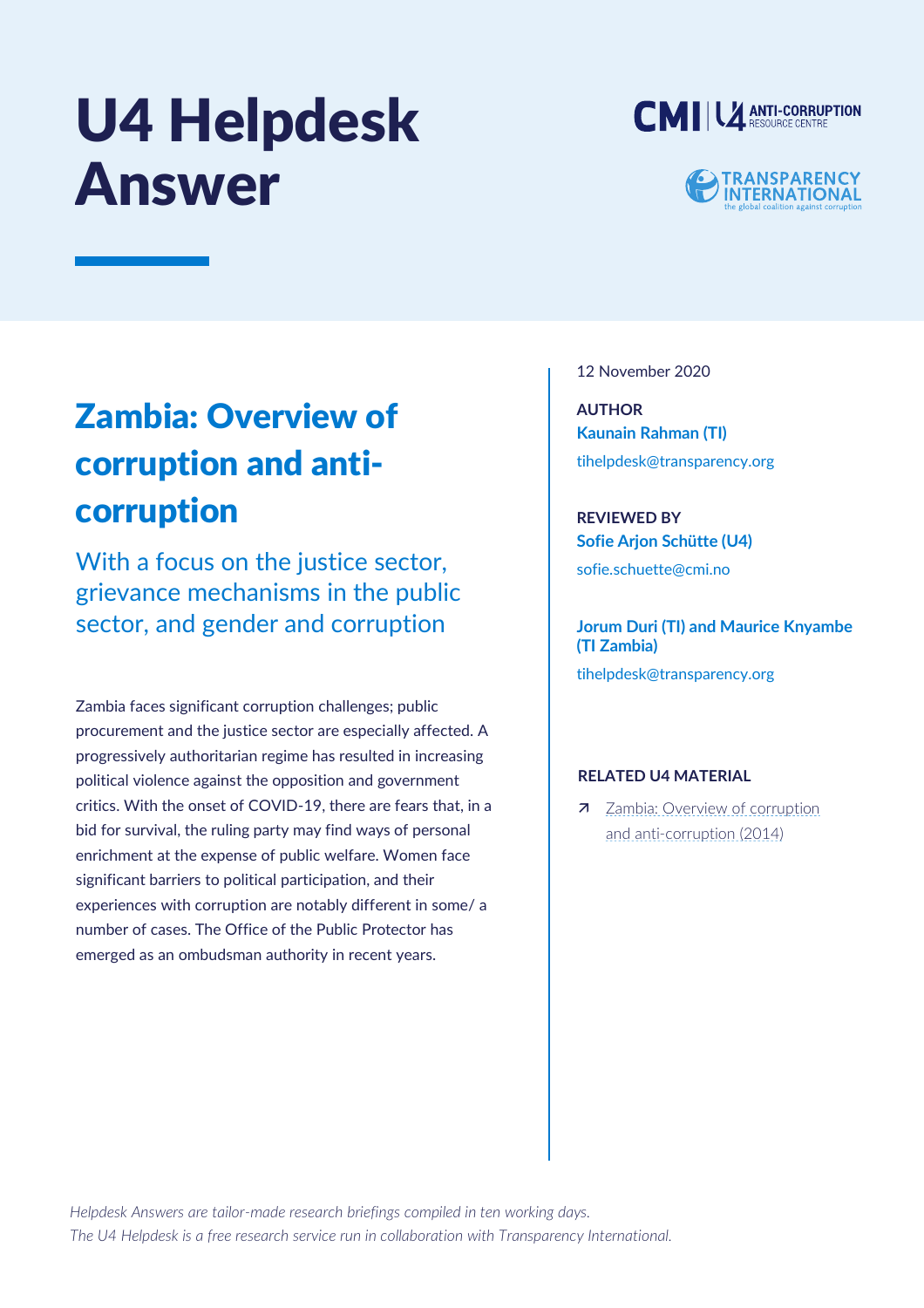# U4 Helpdesk Answer

## Zambia: Overview of corruption and anti-corruption

### With a focus on the justice sector, grievance mechanisms in the public sector, and gender and corruption

Zambia faces significant corruption challenges; public procurement and the justice sector are especially affected. A progressively authoritarian regime has resulted in increasing political violence against the opposition and government critics. With the onset of COVID-19, there are fears that, in a bid for survival, the ruling party may find ways of personal enrichment at the expense of public welfare. Women face significant barriers to political participation, and their experiences with corruption are notably different in some/ a number of cases. The Office of the Public Protector has emerged as an ombudsman authority in recent years.

12 November 2020

**AUTHOR**
**Kaunain Rahman (TI)**
tihelpdesk@transparency.org

**REVIEWED BY**
**Sofie Arjon Schütte (U4)**
sofie.schuette@cmi.no

**Jorum Duri (TI) and Maurice Knyambe (TI Zambia)**
tihelpdesk@transparency.org

**RELATED U4 MATERIAL**

- Zambia: Overview of corruption and anti-corruption (2014)

*Helpdesk Answers are tailor-made research briefings compiled in ten working days.*
*The U4 Helpdesk is a free research service run in collaboration with Transparency International.*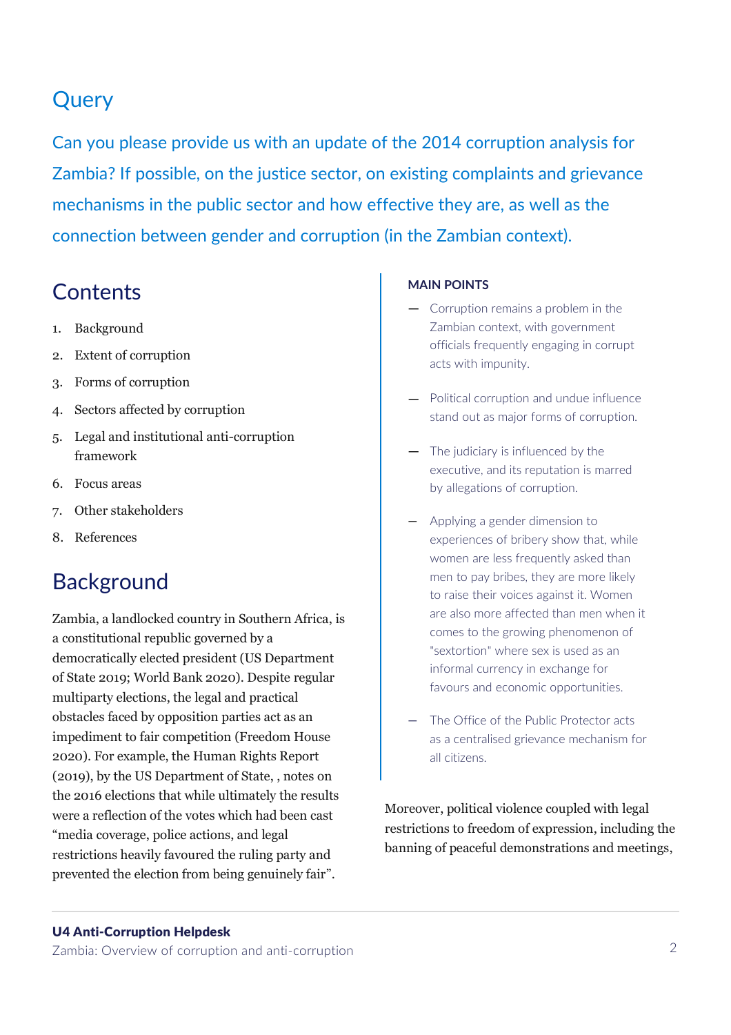# Query

Can you please provide us with an update of the 2014 corruption analysis for Zambia? If possible, on the justice sector, on existing complaints and grievance mechanisms in the public sector and how effective they are, as well as the connection between gender and corruption (in the Zambian context).

## Contents

1. Background
2. Extent of corruption
3. Forms of corruption
4. Sectors affected by corruption
5. Legal and institutional anti-corruption framework
6. Focus areas
7. Other stakeholders
8. References

**MAIN POINTS**

— Corruption remains a problem in the Zambian context, with government officials frequently engaging in corrupt acts with impunity.

— Political corruption and undue influence stand out as major forms of corruption.

— The judiciary is influenced by the executive, and its reputation is marred by allegations of corruption.

— Applying a gender dimension to experiences of bribery show that, while women are less frequently asked than men to pay bribes, they are more likely to raise their voices against it. Women are also more affected than men when it comes to the growing phenomenon of "sextortion" where sex is used as an informal currency in exchange for favours and economic opportunities.

— The Office of the Public Protector acts as a centralised grievance mechanism for all citizens.

## Background

Zambia, a landlocked country in Southern Africa, is a constitutional republic governed by a democratically elected president (US Department of State 2019; World Bank 2020). Despite regular multiparty elections, the legal and practical obstacles faced by opposition parties act as an impediment to fair competition (Freedom House 2020). For example, the Human Rights Report (2019), by the US Department of State, , notes on the 2016 elections that while ultimately the results were a reflection of the votes which had been cast "media coverage, police actions, and legal restrictions heavily favoured the ruling party and prevented the election from being genuinely fair".

Moreover, political violence coupled with legal restrictions to freedom of expression, including the banning of peaceful demonstrations and meetings,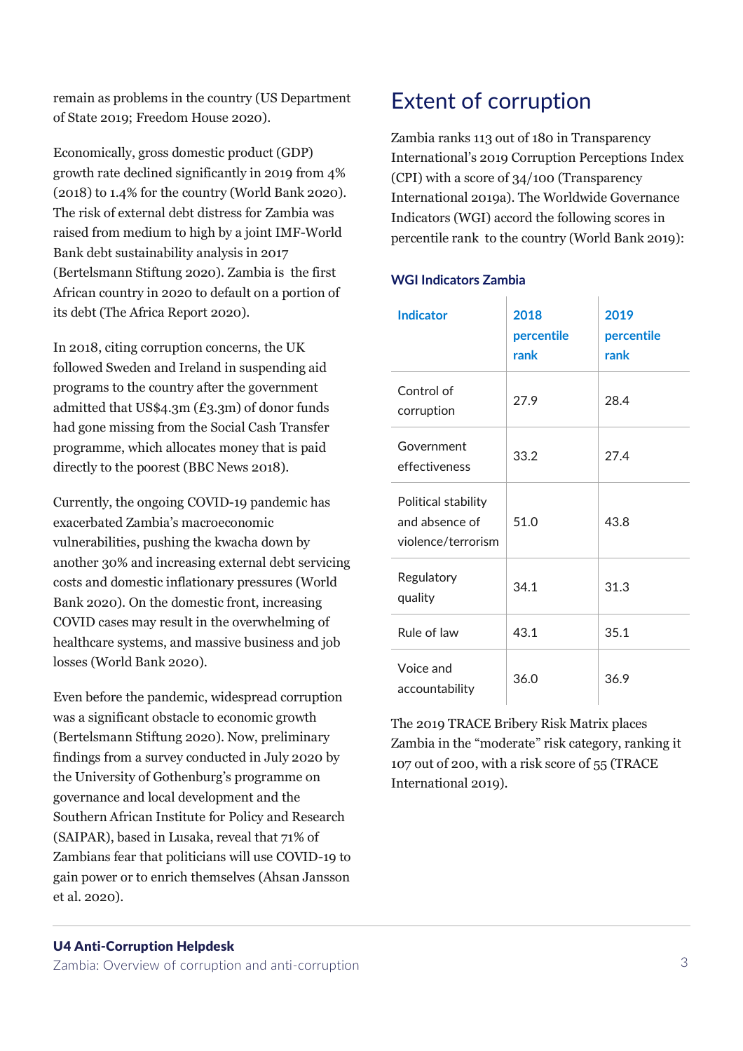remain as problems in the country (US Department of State 2019; Freedom House 2020).

Economically, gross domestic product (GDP) growth rate declined significantly in 2019 from 4% (2018) to 1.4% for the country (World Bank 2020). The risk of external debt distress for Zambia was raised from medium to high by a joint IMF-World Bank debt sustainability analysis in 2017 (Bertelsmann Stiftung 2020). Zambia is the first African country in 2020 to default on a portion of its debt (The Africa Report 2020).

In 2018, citing corruption concerns, the UK followed Sweden and Ireland in suspending aid programs to the country after the government admitted that US$4.3m (£3.3m) of donor funds had gone missing from the Social Cash Transfer programme, which allocates money that is paid directly to the poorest (BBC News 2018).

Currently, the ongoing COVID-19 pandemic has exacerbated Zambia's macroeconomic vulnerabilities, pushing the kwacha down by another 30% and increasing external debt servicing costs and domestic inflationary pressures (World Bank 2020). On the domestic front, increasing COVID cases may result in the overwhelming of healthcare systems, and massive business and job losses (World Bank 2020).

Even before the pandemic, widespread corruption was a significant obstacle to economic growth (Bertelsmann Stiftung 2020). Now, preliminary findings from a survey conducted in July 2020 by the University of Gothenburg's programme on governance and local development and the Southern African Institute for Policy and Research (SAIPAR), based in Lusaka, reveal that 71% of Zambians fear that politicians will use COVID-19 to gain power or to enrich themselves (Ahsan Jansson et al. 2020).

## Extent of corruption

Zambia ranks 113 out of 180 in Transparency International's 2019 Corruption Perceptions Index (CPI) with a score of 34/100 (Transparency International 2019a). The Worldwide Governance Indicators (WGI) accord the following scores in percentile rank to the country (World Bank 2019):

**WGI Indicators Zambia**

| Indicator | 2018 percentile rank | 2019 percentile rank |
|---|---|---|
| Control of corruption | 27.9 | 28.4 |
| Government effectiveness | 33.2 | 27.4 |
| Political stability and absence of violence/terrorism | 51.0 | 43.8 |
| Regulatory quality | 34.1 | 31.3 |
| Rule of law | 43.1 | 35.1 |
| Voice and accountability | 36.0 | 36.9 |

The 2019 TRACE Bribery Risk Matrix places Zambia in the "moderate" risk category, ranking it 107 out of 200, with a risk score of 55 (TRACE International 2019).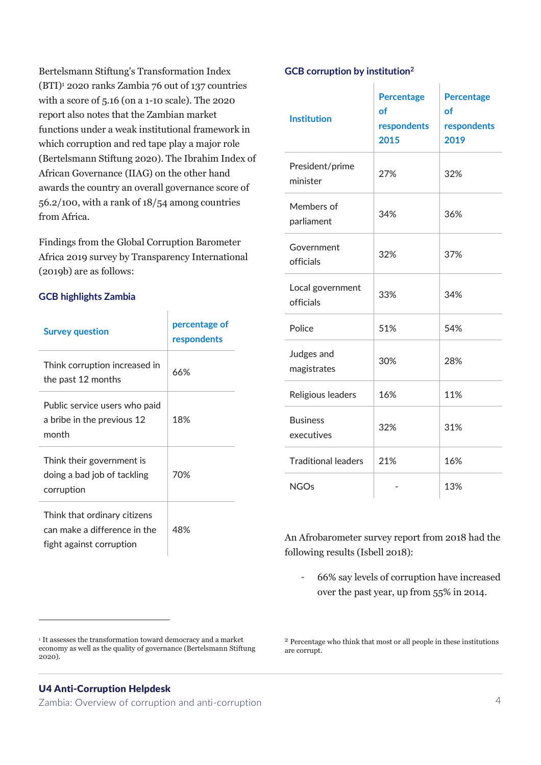Bertelsmann Stiftung's Transformation Index (BTI)[1] 2020 ranks Zambia 76 out of 137 countries with a score of 5.16 (on a 1-10 scale). The 2020 report also notes that the Zambian market functions under a weak institutional framework in which corruption and red tape play a major role (Bertelsmann Stiftung 2020). The Ibrahim Index of African Governance (IIAG) on the other hand awards the country an overall governance score of 56.2/100, with a rank of 18/54 among countries from Africa.

Findings from the Global Corruption Barometer Africa 2019 survey by Transparency International (2019b) are as follows:

### GCB highlights Zambia

| Survey question | percentage of respondents |
|---|---|
| Think corruption increased in the past 12 months | 66% |
| Public service users who paid a bribe in the previous 12 month | 18% |
| Think their government is doing a bad job of tackling corruption | 70% |
| Think that ordinary citizens can make a difference in the fight against corruption | 48% |

### GCB corruption by institution[2]

| Institution | Percentage of respondents 2015 | Percentage of respondents 2019 |
|---|---|---|
| President/prime minister | 27% | 32% |
| Members of parliament | 34% | 36% |
| Government officials | 32% | 37% |
| Local government officials | 33% | 34% |
| Police | 51% | 54% |
| Judges and magistrates | 30% | 28% |
| Religious leaders | 16% | 11% |
| Business executives | 32% | 31% |
| Traditional leaders | 21% | 16% |
| NGOs | - | 13% |

An Afrobarometer survey report from 2018 had the following results (Isbell 2018):

- 66% say levels of corruption have increased over the past year, up from 55% in 2014.

[1] It assesses the transformation toward democracy and a market economy as well as the quality of governance (Bertelsmann Stiftung 2020).

[2] Percentage who think that most or all people in these institutions are corrupt.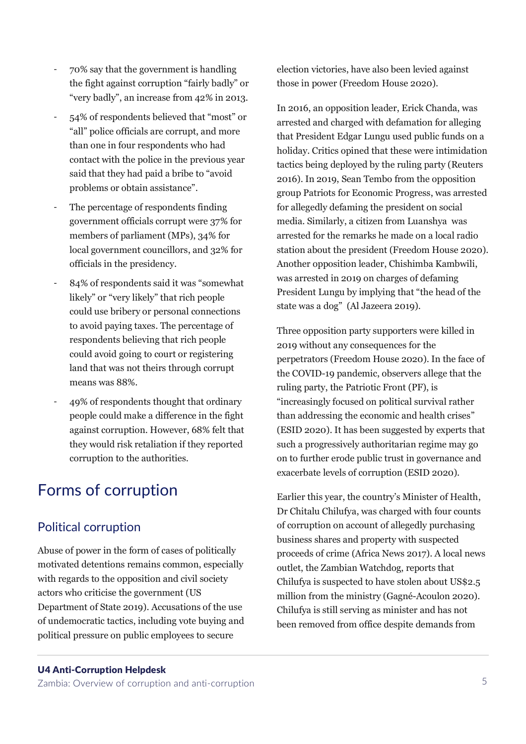- 70% say that the government is handling the fight against corruption "fairly badly" or "very badly", an increase from 42% in 2013.
- 54% of respondents believed that "most" or "all" police officials are corrupt, and more than one in four respondents who had contact with the police in the previous year said that they had paid a bribe to "avoid problems or obtain assistance".
- The percentage of respondents finding government officials corrupt were 37% for members of parliament (MPs), 34% for local government councillors, and 32% for officials in the presidency.
- 84% of respondents said it was "somewhat likely" or "very likely" that rich people could use bribery or personal connections to avoid paying taxes. The percentage of respondents believing that rich people could avoid going to court or registering land that was not theirs through corrupt means was 88%.
- 49% of respondents thought that ordinary people could make a difference in the fight against corruption. However, 68% felt that they would risk retaliation if they reported corruption to the authorities.

# Forms of corruption

## Political corruption

Abuse of power in the form of cases of politically motivated detentions remains common, especially with regards to the opposition and civil society actors who criticise the government (US Department of State 2019). Accusations of the use of undemocratic tactics, including vote buying and political pressure on public employees to secure election victories, have also been levied against those in power (Freedom House 2020).

In 2016, an opposition leader, Erick Chanda, was arrested and charged with defamation for alleging that President Edgar Lungu used public funds on a holiday. Critics opined that these were intimidation tactics being deployed by the ruling party (Reuters 2016). In 2019, Sean Tembo from the opposition group Patriots for Economic Progress, was arrested for allegedly defaming the president on social media. Similarly, a citizen from Luanshya was arrested for the remarks he made on a local radio station about the president (Freedom House 2020). Another opposition leader, Chishimba Kambwili, was arrested in 2019 on charges of defaming President Lungu by implying that "the head of the state was a dog" (Al Jazeera 2019).

Three opposition party supporters were killed in 2019 without any consequences for the perpetrators (Freedom House 2020). In the face of the COVID-19 pandemic, observers allege that the ruling party, the Patriotic Front (PF), is "increasingly focused on political survival rather than addressing the economic and health crises" (ESID 2020). It has been suggested by experts that such a progressively authoritarian regime may go on to further erode public trust in governance and exacerbate levels of corruption (ESID 2020).

Earlier this year, the country's Minister of Health, Dr Chitalu Chilufya, was charged with four counts of corruption on account of allegedly purchasing business shares and property with suspected proceeds of crime (Africa News 2017). A local news outlet, the Zambian Watchdog, reports that Chilufya is suspected to have stolen about US$2.5 million from the ministry (Gagné-Acoulon 2020). Chilufya is still serving as minister and has not been removed from office despite demands from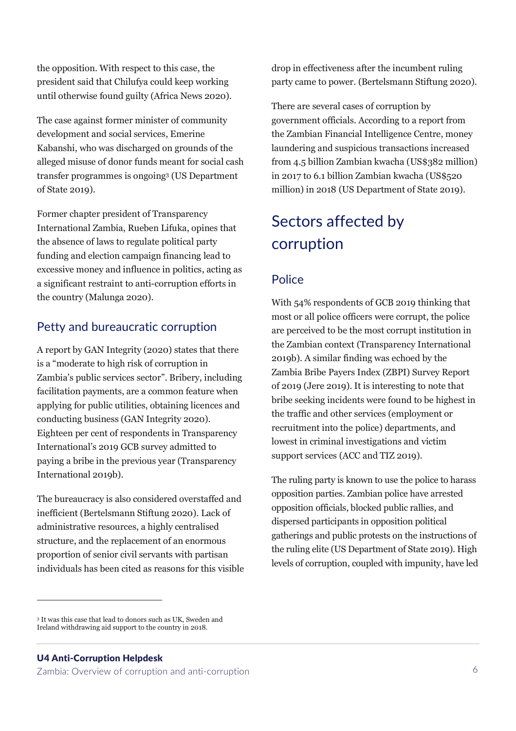the opposition. With respect to this case, the president said that Chilufya could keep working until otherwise found guilty (Africa News 2020).

The case against former minister of community development and social services, Emerine Kabanshi, who was discharged on grounds of the alleged misuse of donor funds meant for social cash transfer programmes is ongoing[3] (US Department of State 2019).

Former chapter president of Transparency International Zambia, Rueben Lifuka, opines that the absence of laws to regulate political party funding and election campaign financing lead to excessive money and influence in politics, acting as a significant restraint to anti-corruption efforts in the country (Malunga 2020).

### Petty and bureaucratic corruption

A report by GAN Integrity (2020) states that there is a "moderate to high risk of corruption in Zambia's public services sector". Bribery, including facilitation payments, are a common feature when applying for public utilities, obtaining licences and conducting business (GAN Integrity 2020). Eighteen per cent of respondents in Transparency International's 2019 GCB survey admitted to paying a bribe in the previous year (Transparency International 2019b).

The bureaucracy is also considered overstaffed and inefficient (Bertelsmann Stiftung 2020). Lack of administrative resources, a highly centralised structure, and the replacement of an enormous proportion of senior civil servants with partisan individuals has been cited as reasons for this visible drop in effectiveness after the incumbent ruling party came to power. (Bertelsmann Stiftung 2020).

There are several cases of corruption by government officials. According to a report from the Zambian Financial Intelligence Centre, money laundering and suspicious transactions increased from 4.5 billion Zambian kwacha (US$382 million) in 2017 to 6.1 billion Zambian kwacha (US$520 million) in 2018 (US Department of State 2019).

## Sectors affected by corruption

### Police

With 54% respondents of GCB 2019 thinking that most or all police officers were corrupt, the police are perceived to be the most corrupt institution in the Zambian context (Transparency International 2019b). A similar finding was echoed by the Zambia Bribe Payers Index (ZBPI) Survey Report of 2019 (Jere 2019). It is interesting to note that bribe seeking incidents were found to be highest in the traffic and other services (employment or recruitment into the police) departments, and lowest in criminal investigations and victim support services (ACC and TIZ 2019).

The ruling party is known to use the police to harass opposition parties. Zambian police have arrested opposition officials, blocked public rallies, and dispersed participants in opposition political gatherings and public protests on the instructions of the ruling elite (US Department of State 2019). High levels of corruption, coupled with impunity, have led

---

[3] It was this case that lead to donors such as UK, Sweden and Ireland withdrawing aid support to the country in 2018.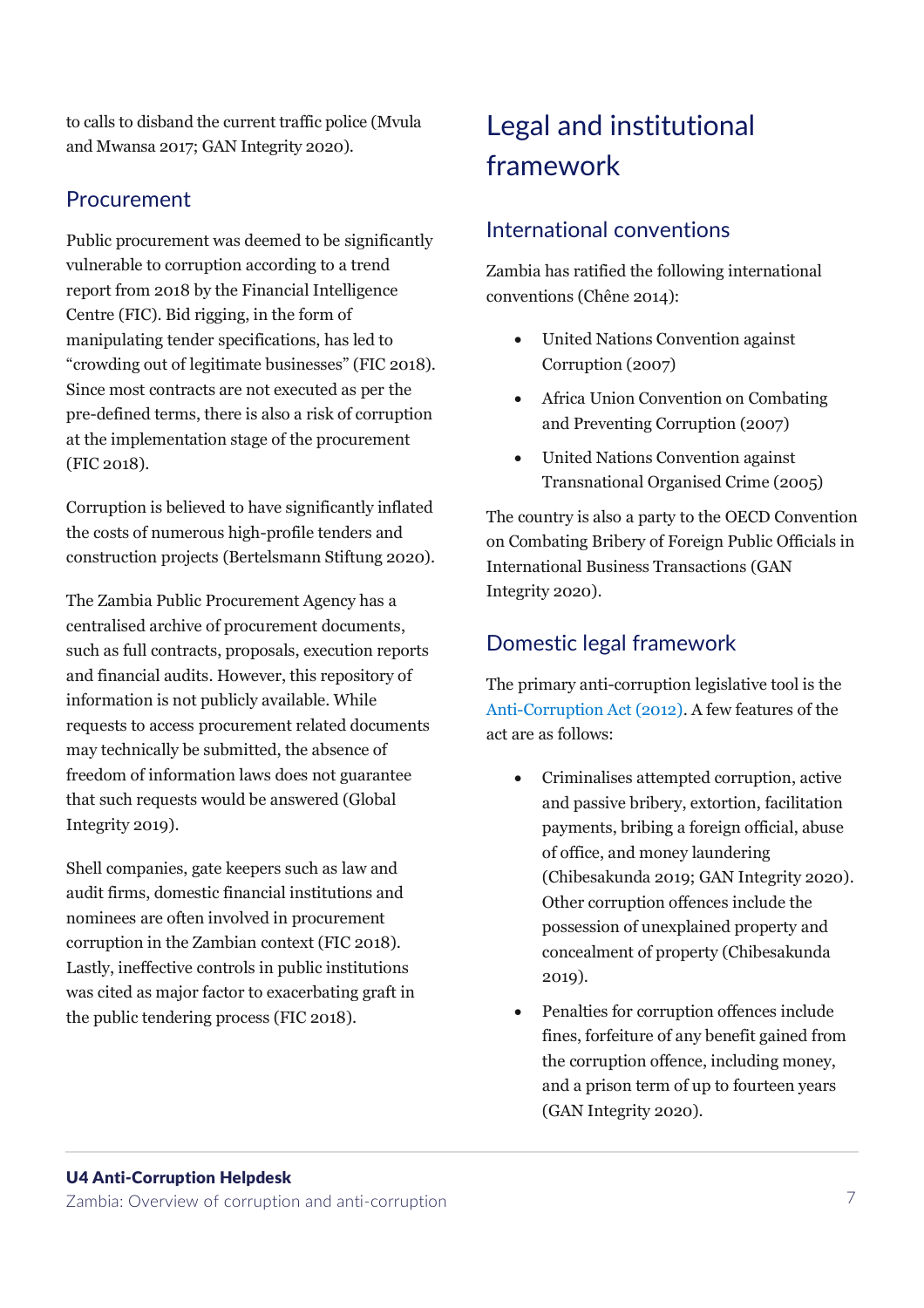to calls to disband the current traffic police (Mvula and Mwansa 2017; GAN Integrity 2020).

## Procurement

Public procurement was deemed to be significantly vulnerable to corruption according to a trend report from 2018 by the Financial Intelligence Centre (FIC). Bid rigging, in the form of manipulating tender specifications, has led to "crowding out of legitimate businesses" (FIC 2018). Since most contracts are not executed as per the pre-defined terms, there is also a risk of corruption at the implementation stage of the procurement (FIC 2018).

Corruption is believed to have significantly inflated the costs of numerous high-profile tenders and construction projects (Bertelsmann Stiftung 2020).

The Zambia Public Procurement Agency has a centralised archive of procurement documents, such as full contracts, proposals, execution reports and financial audits. However, this repository of information is not publicly available. While requests to access procurement related documents may technically be submitted, the absence of freedom of information laws does not guarantee that such requests would be answered (Global Integrity 2019).

Shell companies, gate keepers such as law and audit firms, domestic financial institutions and nominees are often involved in procurement corruption in the Zambian context (FIC 2018). Lastly, ineffective controls in public institutions was cited as major factor to exacerbating graft in the public tendering process (FIC 2018).

# Legal and institutional framework

## International conventions

Zambia has ratified the following international conventions (Chêne 2014):

- United Nations Convention against Corruption (2007)
- Africa Union Convention on Combating and Preventing Corruption (2007)
- United Nations Convention against Transnational Organised Crime (2005)

The country is also a party to the OECD Convention on Combating Bribery of Foreign Public Officials in International Business Transactions (GAN Integrity 2020).

## Domestic legal framework

The primary anti-corruption legislative tool is the Anti-Corruption Act (2012). A few features of the act are as follows:

- Criminalises attempted corruption, active and passive bribery, extortion, facilitation payments, bribing a foreign official, abuse of office, and money laundering (Chibesakunda 2019; GAN Integrity 2020). Other corruption offences include the possession of unexplained property and concealment of property (Chibesakunda 2019).
- Penalties for corruption offences include fines, forfeiture of any benefit gained from the corruption offence, including money, and a prison term of up to fourteen years (GAN Integrity 2020).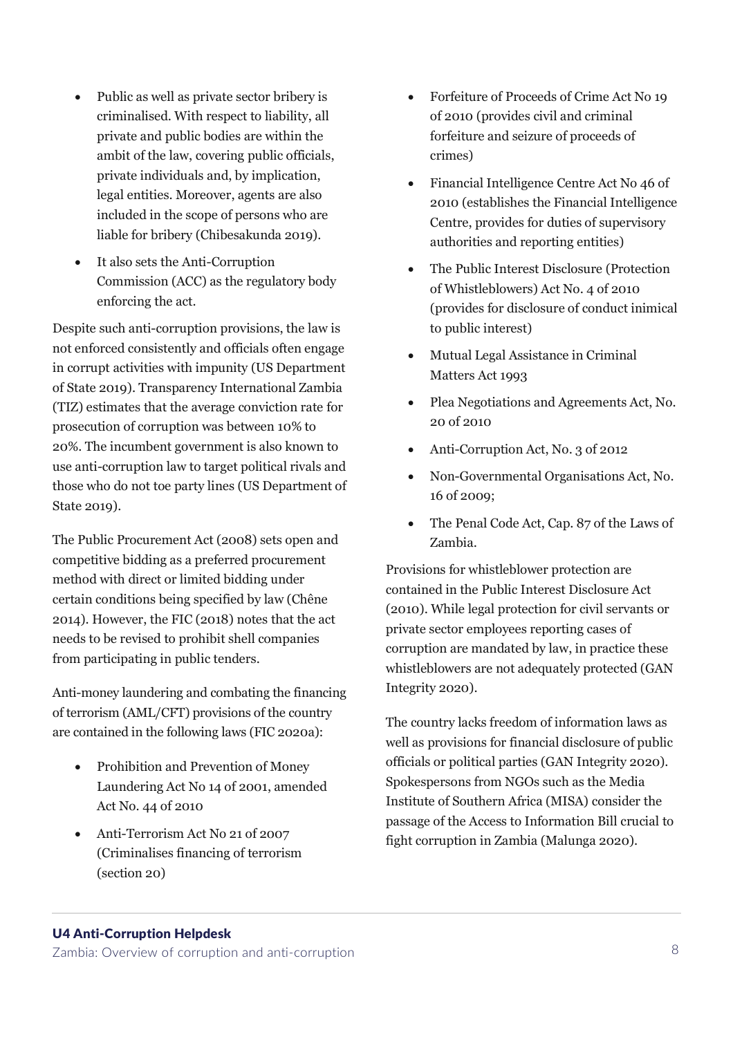- Public as well as private sector bribery is criminalised. With respect to liability, all private and public bodies are within the ambit of the law, covering public officials, private individuals and, by implication, legal entities. Moreover, agents are also included in the scope of persons who are liable for bribery (Chibesakunda 2019).
- It also sets the Anti-Corruption Commission (ACC) as the regulatory body enforcing the act.

Despite such anti-corruption provisions, the law is not enforced consistently and officials often engage in corrupt activities with impunity (US Department of State 2019). Transparency International Zambia (TIZ) estimates that the average conviction rate for prosecution of corruption was between 10% to 20%. The incumbent government is also known to use anti-corruption law to target political rivals and those who do not toe party lines (US Department of State 2019).

The Public Procurement Act (2008) sets open and competitive bidding as a preferred procurement method with direct or limited bidding under certain conditions being specified by law (Chêne 2014). However, the FIC (2018) notes that the act needs to be revised to prohibit shell companies from participating in public tenders.

Anti-money laundering and combating the financing of terrorism (AML/CFT) provisions of the country are contained in the following laws (FIC 2020a):

- Prohibition and Prevention of Money Laundering Act No 14 of 2001, amended Act No. 44 of 2010
- Anti-Terrorism Act No 21 of 2007 (Criminalises financing of terrorism (section 20)
- Forfeiture of Proceeds of Crime Act No 19 of 2010 (provides civil and criminal forfeiture and seizure of proceeds of crimes)
- Financial Intelligence Centre Act No 46 of 2010 (establishes the Financial Intelligence Centre, provides for duties of supervisory authorities and reporting entities)
- The Public Interest Disclosure (Protection of Whistleblowers) Act No. 4 of 2010 (provides for disclosure of conduct inimical to public interest)
- Mutual Legal Assistance in Criminal Matters Act 1993
- Plea Negotiations and Agreements Act, No. 20 of 2010
- Anti-Corruption Act, No. 3 of 2012
- Non-Governmental Organisations Act, No. 16 of 2009;
- The Penal Code Act, Cap. 87 of the Laws of Zambia.

Provisions for whistleblower protection are contained in the Public Interest Disclosure Act (2010). While legal protection for civil servants or private sector employees reporting cases of corruption are mandated by law, in practice these whistleblowers are not adequately protected (GAN Integrity 2020).

The country lacks freedom of information laws as well as provisions for financial disclosure of public officials or political parties (GAN Integrity 2020). Spokespersons from NGOs such as the Media Institute of Southern Africa (MISA) consider the passage of the Access to Information Bill crucial to fight corruption in Zambia (Malunga 2020).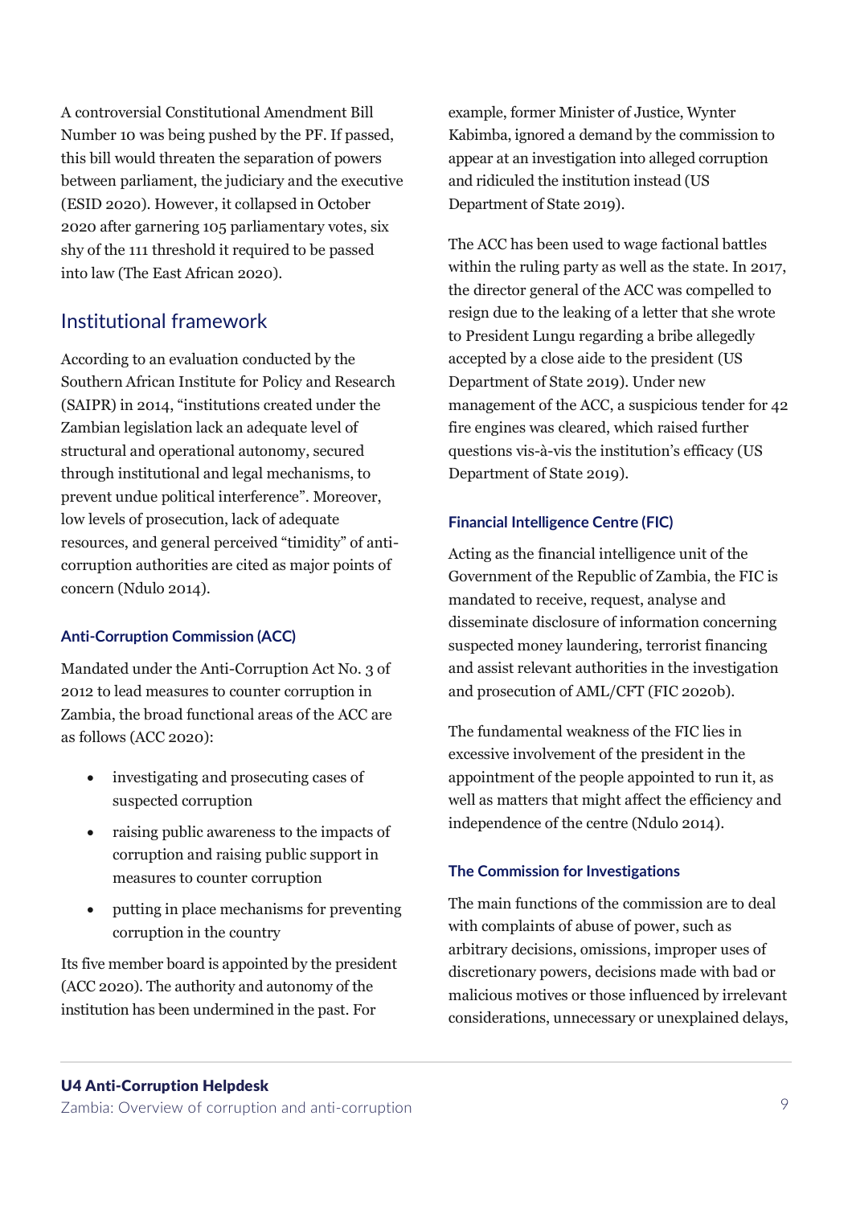A controversial Constitutional Amendment Bill Number 10 was being pushed by the PF. If passed, this bill would threaten the separation of powers between parliament, the judiciary and the executive (ESID 2020). However, it collapsed in October 2020 after garnering 105 parliamentary votes, six shy of the 111 threshold it required to be passed into law (The East African 2020).

## Institutional framework

According to an evaluation conducted by the Southern African Institute for Policy and Research (SAIPR) in 2014, "institutions created under the Zambian legislation lack an adequate level of structural and operational autonomy, secured through institutional and legal mechanisms, to prevent undue political interference". Moreover, low levels of prosecution, lack of adequate resources, and general perceived "timidity" of anti-corruption authorities are cited as major points of concern (Ndulo 2014).

### Anti-Corruption Commission (ACC)

Mandated under the Anti-Corruption Act No. 3 of 2012 to lead measures to counter corruption in Zambia, the broad functional areas of the ACC are as follows (ACC 2020):

- investigating and prosecuting cases of suspected corruption
- raising public awareness to the impacts of corruption and raising public support in measures to counter corruption
- putting in place mechanisms for preventing corruption in the country

Its five member board is appointed by the president (ACC 2020). The authority and autonomy of the institution has been undermined in the past. For example, former Minister of Justice, Wynter Kabimba, ignored a demand by the commission to appear at an investigation into alleged corruption and ridiculed the institution instead (US Department of State 2019).

The ACC has been used to wage factional battles within the ruling party as well as the state. In 2017, the director general of the ACC was compelled to resign due to the leaking of a letter that she wrote to President Lungu regarding a bribe allegedly accepted by a close aide to the president (US Department of State 2019). Under new management of the ACC, a suspicious tender for 42 fire engines was cleared, which raised further questions vis-à-vis the institution's efficacy (US Department of State 2019).

### Financial Intelligence Centre (FIC)

Acting as the financial intelligence unit of the Government of the Republic of Zambia, the FIC is mandated to receive, request, analyse and disseminate disclosure of information concerning suspected money laundering, terrorist financing and assist relevant authorities in the investigation and prosecution of AML/CFT (FIC 2020b).

The fundamental weakness of the FIC lies in excessive involvement of the president in the appointment of the people appointed to run it, as well as matters that might affect the efficiency and independence of the centre (Ndulo 2014).

### The Commission for Investigations

The main functions of the commission are to deal with complaints of abuse of power, such as arbitrary decisions, omissions, improper uses of discretionary powers, decisions made with bad or malicious motives or those influenced by irrelevant considerations, unnecessary or unexplained delays,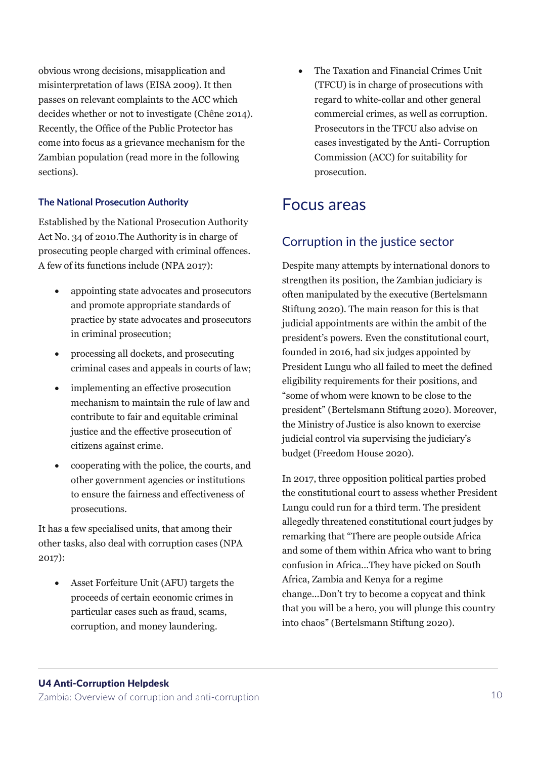obvious wrong decisions, misapplication and misinterpretation of laws (EISA 2009). It then passes on relevant complaints to the ACC which decides whether or not to investigate (Chêne 2014). Recently, the Office of the Public Protector has come into focus as a grievance mechanism for the Zambian population (read more in the following sections).

#### The National Prosecution Authority

Established by the National Prosecution Authority Act No. 34 of 2010.The Authority is in charge of prosecuting people charged with criminal offences. A few of its functions include (NPA 2017):

- appointing state advocates and prosecutors and promote appropriate standards of practice by state advocates and prosecutors in criminal prosecution;
- processing all dockets, and prosecuting criminal cases and appeals in courts of law;
- implementing an effective prosecution mechanism to maintain the rule of law and contribute to fair and equitable criminal justice and the effective prosecution of citizens against crime.
- cooperating with the police, the courts, and other government agencies or institutions to ensure the fairness and effectiveness of prosecutions.

It has a few specialised units, that among their other tasks, also deal with corruption cases (NPA 2017):

- Asset Forfeiture Unit (AFU) targets the proceeds of certain economic crimes in particular cases such as fraud, scams, corruption, and money laundering.
- The Taxation and Financial Crimes Unit (TFCU) is in charge of prosecutions with regard to white-collar and other general commercial crimes, as well as corruption. Prosecutors in the TFCU also advise on cases investigated by the Anti- Corruption Commission (ACC) for suitability for prosecution.

## Focus areas

### Corruption in the justice sector

Despite many attempts by international donors to strengthen its position, the Zambian judiciary is often manipulated by the executive (Bertelsmann Stiftung 2020). The main reason for this is that judicial appointments are within the ambit of the president's powers. Even the constitutional court, founded in 2016, had six judges appointed by President Lungu who all failed to meet the defined eligibility requirements for their positions, and "some of whom were known to be close to the president" (Bertelsmann Stiftung 2020). Moreover, the Ministry of Justice is also known to exercise judicial control via supervising the judiciary's budget (Freedom House 2020).

In 2017, three opposition political parties probed the constitutional court to assess whether President Lungu could run for a third term. The president allegedly threatened constitutional court judges by remarking that "There are people outside Africa and some of them within Africa who want to bring confusion in Africa…They have picked on South Africa, Zambia and Kenya for a regime change…Don't try to become a copycat and think that you will be a hero, you will plunge this country into chaos" (Bertelsmann Stiftung 2020).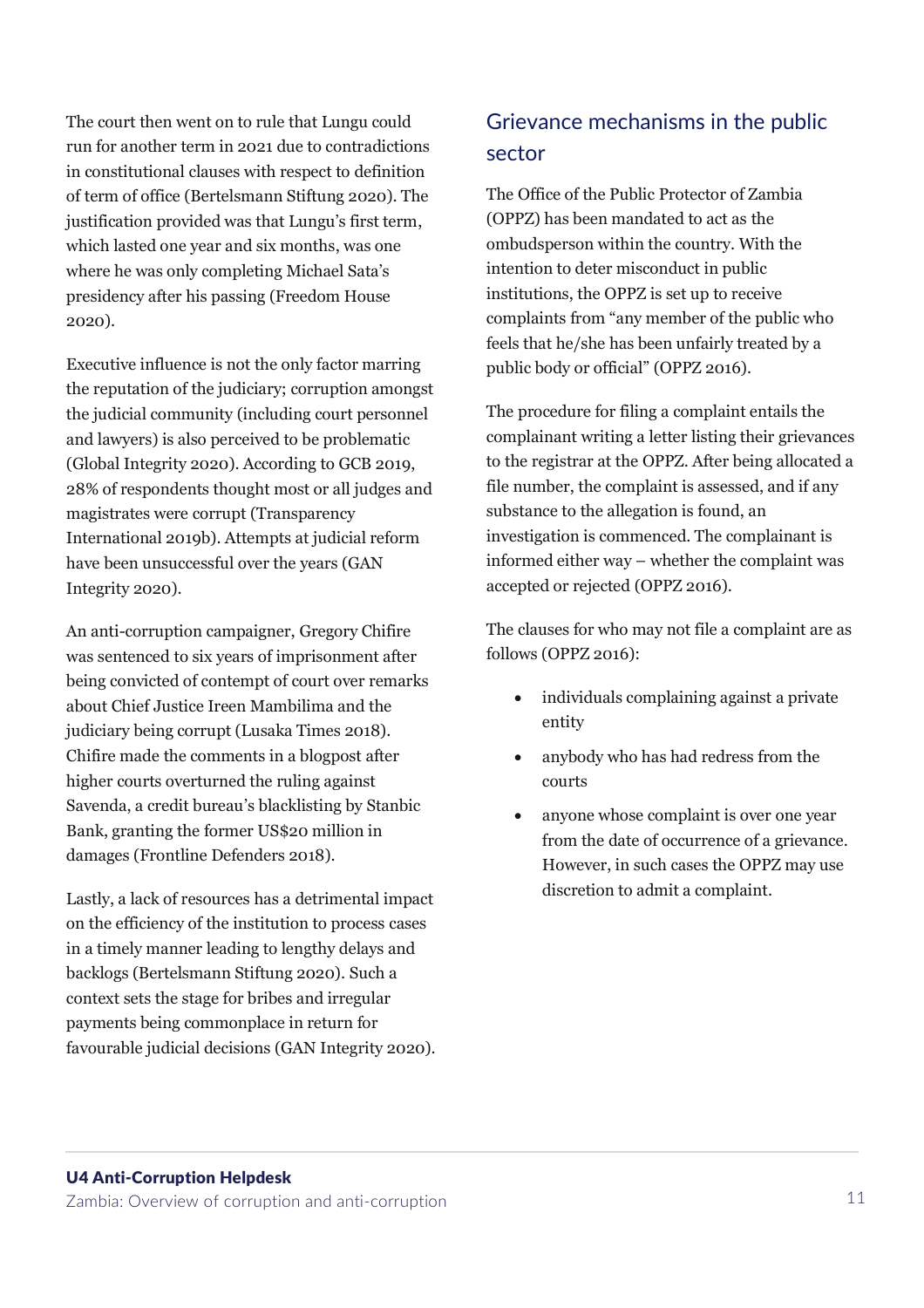The court then went on to rule that Lungu could run for another term in 2021 due to contradictions in constitutional clauses with respect to definition of term of office (Bertelsmann Stiftung 2020). The justification provided was that Lungu's first term, which lasted one year and six months, was one where he was only completing Michael Sata's presidency after his passing (Freedom House 2020).

Executive influence is not the only factor marring the reputation of the judiciary; corruption amongst the judicial community (including court personnel and lawyers) is also perceived to be problematic (Global Integrity 2020). According to GCB 2019, 28% of respondents thought most or all judges and magistrates were corrupt (Transparency International 2019b). Attempts at judicial reform have been unsuccessful over the years (GAN Integrity 2020).

An anti-corruption campaigner, Gregory Chifire was sentenced to six years of imprisonment after being convicted of contempt of court over remarks about Chief Justice Ireen Mambilima and the judiciary being corrupt (Lusaka Times 2018). Chifire made the comments in a blogpost after higher courts overturned the ruling against Savenda, a credit bureau's blacklisting by Stanbic Bank, granting the former US$20 million in damages (Frontline Defenders 2018).

Lastly, a lack of resources has a detrimental impact on the efficiency of the institution to process cases in a timely manner leading to lengthy delays and backlogs (Bertelsmann Stiftung 2020). Such a context sets the stage for bribes and irregular payments being commonplace in return for favourable judicial decisions (GAN Integrity 2020).

## Grievance mechanisms in the public sector

The Office of the Public Protector of Zambia (OPPZ) has been mandated to act as the ombudsperson within the country. With the intention to deter misconduct in public institutions, the OPPZ is set up to receive complaints from "any member of the public who feels that he/she has been unfairly treated by a public body or official" (OPPZ 2016).

The procedure for filing a complaint entails the complainant writing a letter listing their grievances to the registrar at the OPPZ. After being allocated a file number, the complaint is assessed, and if any substance to the allegation is found, an investigation is commenced. The complainant is informed either way – whether the complaint was accepted or rejected (OPPZ 2016).

The clauses for who may not file a complaint are as follows (OPPZ 2016):

- individuals complaining against a private entity
- anybody who has had redress from the courts
- anyone whose complaint is over one year from the date of occurrence of a grievance. However, in such cases the OPPZ may use discretion to admit a complaint.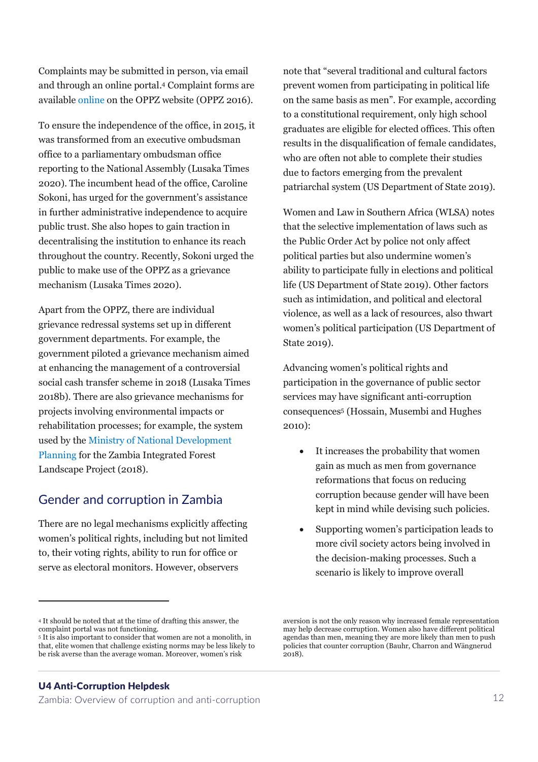Complaints may be submitted in person, via email and through an online portal.[4] Complaint forms are available online on the OPPZ website (OPPZ 2016).

To ensure the independence of the office, in 2015, it was transformed from an executive ombudsman office to a parliamentary ombudsman office reporting to the National Assembly (Lusaka Times 2020). The incumbent head of the office, Caroline Sokoni, has urged for the government's assistance in further administrative independence to acquire public trust. She also hopes to gain traction in decentralising the institution to enhance its reach throughout the country. Recently, Sokoni urged the public to make use of the OPPZ as a grievance mechanism (Lusaka Times 2020).

Apart from the OPPZ, there are individual grievance redressal systems set up in different government departments. For example, the government piloted a grievance mechanism aimed at enhancing the management of a controversial social cash transfer scheme in 2018 (Lusaka Times 2018b). There are also grievance mechanisms for projects involving environmental impacts or rehabilitation processes; for example, the system used by the Ministry of National Development Planning for the Zambia Integrated Forest Landscape Project (2018).

## Gender and corruption in Zambia

There are no legal mechanisms explicitly affecting women's political rights, including but not limited to, their voting rights, ability to run for office or serve as electoral monitors. However, observers note that "several traditional and cultural factors prevent women from participating in political life on the same basis as men". For example, according to a constitutional requirement, only high school graduates are eligible for elected offices. This often results in the disqualification of female candidates, who are often not able to complete their studies due to factors emerging from the prevalent patriarchal system (US Department of State 2019).

Women and Law in Southern Africa (WLSA) notes that the selective implementation of laws such as the Public Order Act by police not only affect political parties but also undermine women's ability to participate fully in elections and political life (US Department of State 2019). Other factors such as intimidation, and political and electoral violence, as well as a lack of resources, also thwart women's political participation (US Department of State 2019).

Advancing women's political rights and participation in the governance of public sector services may have significant anti-corruption consequences[5] (Hossain, Musembi and Hughes 2010):

- It increases the probability that women gain as much as men from governance reformations that focus on reducing corruption because gender will have been kept in mind while devising such policies.
- Supporting women's participation leads to more civil society actors being involved in the decision-making processes. Such a scenario is likely to improve overall

---

[4] It should be noted that at the time of drafting this answer, the complaint portal was not functioning.

[5] It is also important to consider that women are not a monolith, in that, elite women that challenge existing norms may be less likely to be risk averse than the average woman. Moreover, women's risk aversion is not the only reason why increased female representation may help decrease corruption. Women also have different political agendas than men, meaning they are more likely than men to push policies that counter corruption (Bauhr, Charron and Wängnerud 2018).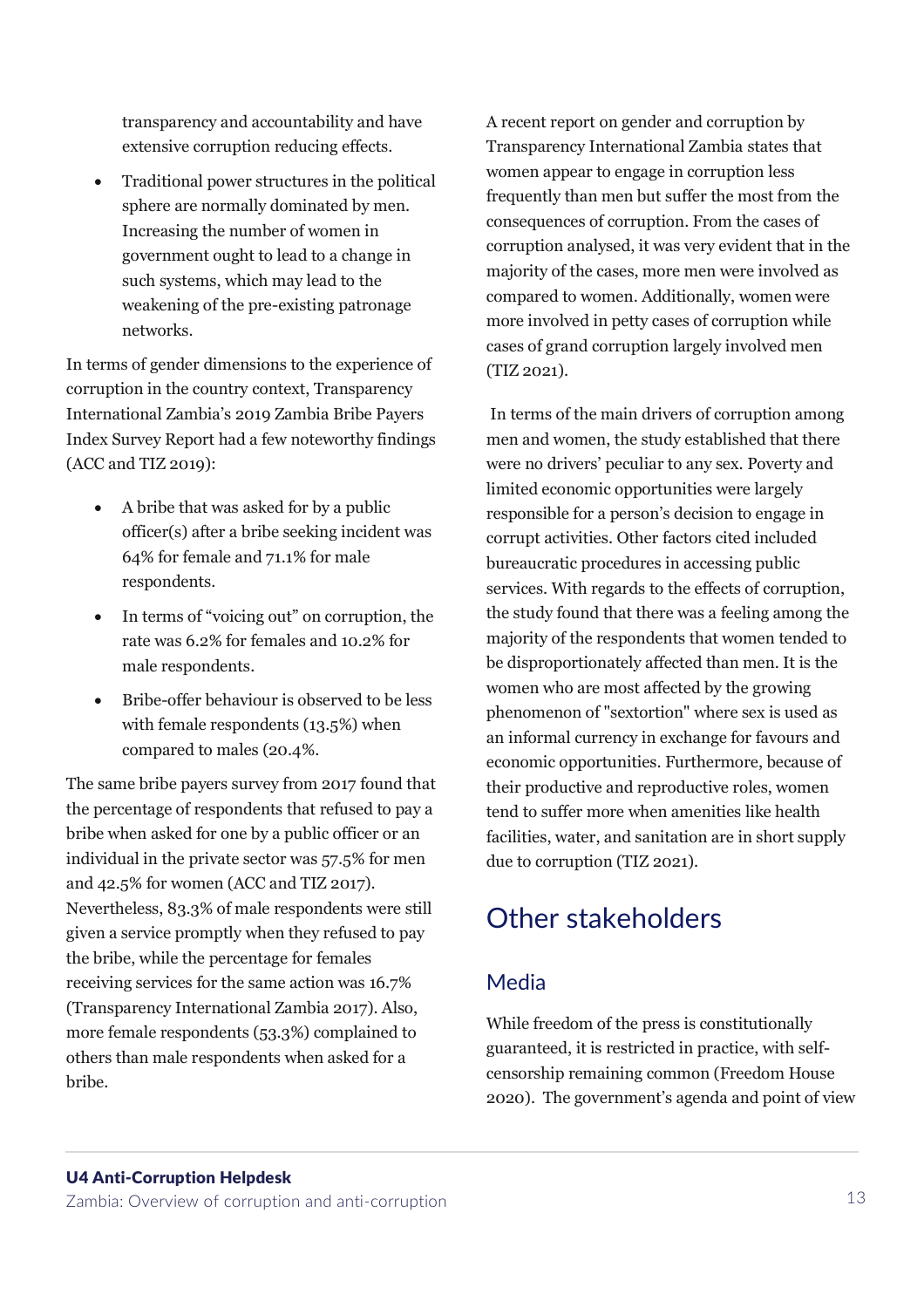transparency and accountability and have extensive corruption reducing effects.

- Traditional power structures in the political sphere are normally dominated by men. Increasing the number of women in government ought to lead to a change in such systems, which may lead to the weakening of the pre-existing patronage networks.

In terms of gender dimensions to the experience of corruption in the country context, Transparency International Zambia's 2019 Zambia Bribe Payers Index Survey Report had a few noteworthy findings (ACC and TIZ 2019):

- A bribe that was asked for by a public officer(s) after a bribe seeking incident was 64% for female and 71.1% for male respondents.
- In terms of "voicing out" on corruption, the rate was 6.2% for females and 10.2% for male respondents.
- Bribe-offer behaviour is observed to be less with female respondents (13.5%) when compared to males (20.4%.

The same bribe payers survey from 2017 found that the percentage of respondents that refused to pay a bribe when asked for one by a public officer or an individual in the private sector was 57.5% for men and 42.5% for women (ACC and TIZ 2017). Nevertheless, 83.3% of male respondents were still given a service promptly when they refused to pay the bribe, while the percentage for females receiving services for the same action was 16.7% (Transparency International Zambia 2017). Also, more female respondents (53.3%) complained to others than male respondents when asked for a bribe.

A recent report on gender and corruption by Transparency International Zambia states that women appear to engage in corruption less frequently than men but suffer the most from the consequences of corruption. From the cases of corruption analysed, it was very evident that in the majority of the cases, more men were involved as compared to women. Additionally, women were more involved in petty cases of corruption while cases of grand corruption largely involved men (TIZ 2021).

In terms of the main drivers of corruption among men and women, the study established that there were no drivers' peculiar to any sex. Poverty and limited economic opportunities were largely responsible for a person's decision to engage in corrupt activities. Other factors cited included bureaucratic procedures in accessing public services. With regards to the effects of corruption, the study found that there was a feeling among the majority of the respondents that women tended to be disproportionately affected than men. It is the women who are most affected by the growing phenomenon of "sextortion" where sex is used as an informal currency in exchange for favours and economic opportunities. Furthermore, because of their productive and reproductive roles, women tend to suffer more when amenities like health facilities, water, and sanitation are in short supply due to corruption (TIZ 2021).

# Other stakeholders

## Media

While freedom of the press is constitutionally guaranteed, it is restricted in practice, with self-censorship remaining common (Freedom House 2020). The government's agenda and point of view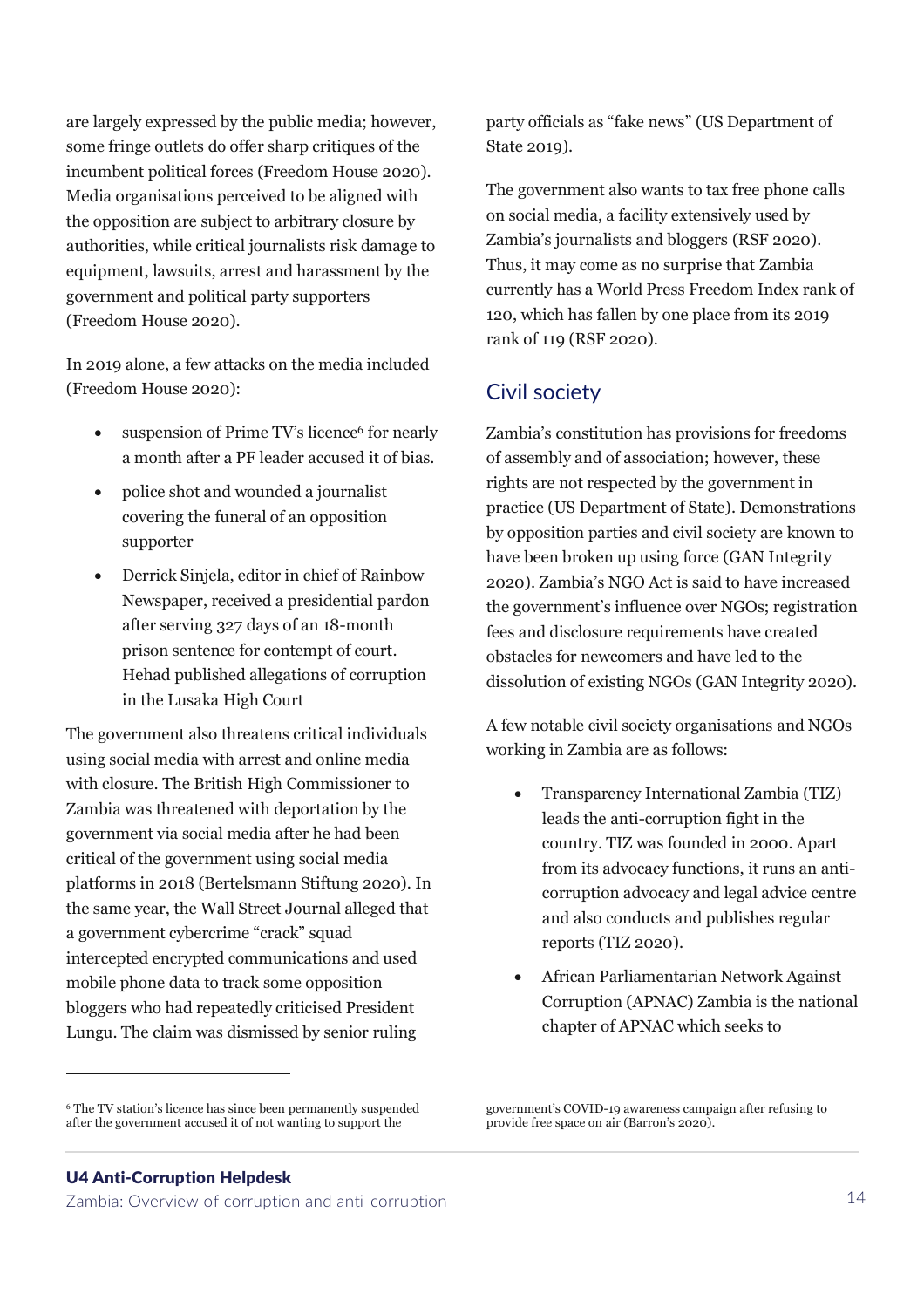are largely expressed by the public media; however, some fringe outlets do offer sharp critiques of the incumbent political forces (Freedom House 2020). Media organisations perceived to be aligned with the opposition are subject to arbitrary closure by authorities, while critical journalists risk damage to equipment, lawsuits, arrest and harassment by the government and political party supporters (Freedom House 2020).

In 2019 alone, a few attacks on the media included (Freedom House 2020):

- suspension of Prime TV's licence[6] for nearly a month after a PF leader accused it of bias.
- police shot and wounded a journalist covering the funeral of an opposition supporter
- Derrick Sinjela, editor in chief of Rainbow Newspaper, received a presidential pardon after serving 327 days of an 18-month prison sentence for contempt of court. Hehad published allegations of corruption in the Lusaka High Court

The government also threatens critical individuals using social media with arrest and online media with closure. The British High Commissioner to Zambia was threatened with deportation by the government via social media after he had been critical of the government using social media platforms in 2018 (Bertelsmann Stiftung 2020). In the same year, the Wall Street Journal alleged that a government cybercrime "crack" squad intercepted encrypted communications and used mobile phone data to track some opposition bloggers who had repeatedly criticised President Lungu. The claim was dismissed by senior ruling party officials as "fake news" (US Department of State 2019).

The government also wants to tax free phone calls on social media, a facility extensively used by Zambia's journalists and bloggers (RSF 2020). Thus, it may come as no surprise that Zambia currently has a World Press Freedom Index rank of 120, which has fallen by one place from its 2019 rank of 119 (RSF 2020).

## Civil society

Zambia's constitution has provisions for freedoms of assembly and of association; however, these rights are not respected by the government in practice (US Department of State). Demonstrations by opposition parties and civil society are known to have been broken up using force (GAN Integrity 2020). Zambia's NGO Act is said to have increased the government's influence over NGOs; registration fees and disclosure requirements have created obstacles for newcomers and have led to the dissolution of existing NGOs (GAN Integrity 2020).

A few notable civil society organisations and NGOs working in Zambia are as follows:

- Transparency International Zambia (TIZ) leads the anti-corruption fight in the country. TIZ was founded in 2000. Apart from its advocacy functions, it runs an anti-corruption advocacy and legal advice centre and also conducts and publishes regular reports (TIZ 2020).
- African Parliamentarian Network Against Corruption (APNAC) Zambia is the national chapter of APNAC which seeks to

---

[6] The TV station's licence has since been permanently suspended after the government accused it of not wanting to support the government's COVID-19 awareness campaign after refusing to provide free space on air (Barron's 2020).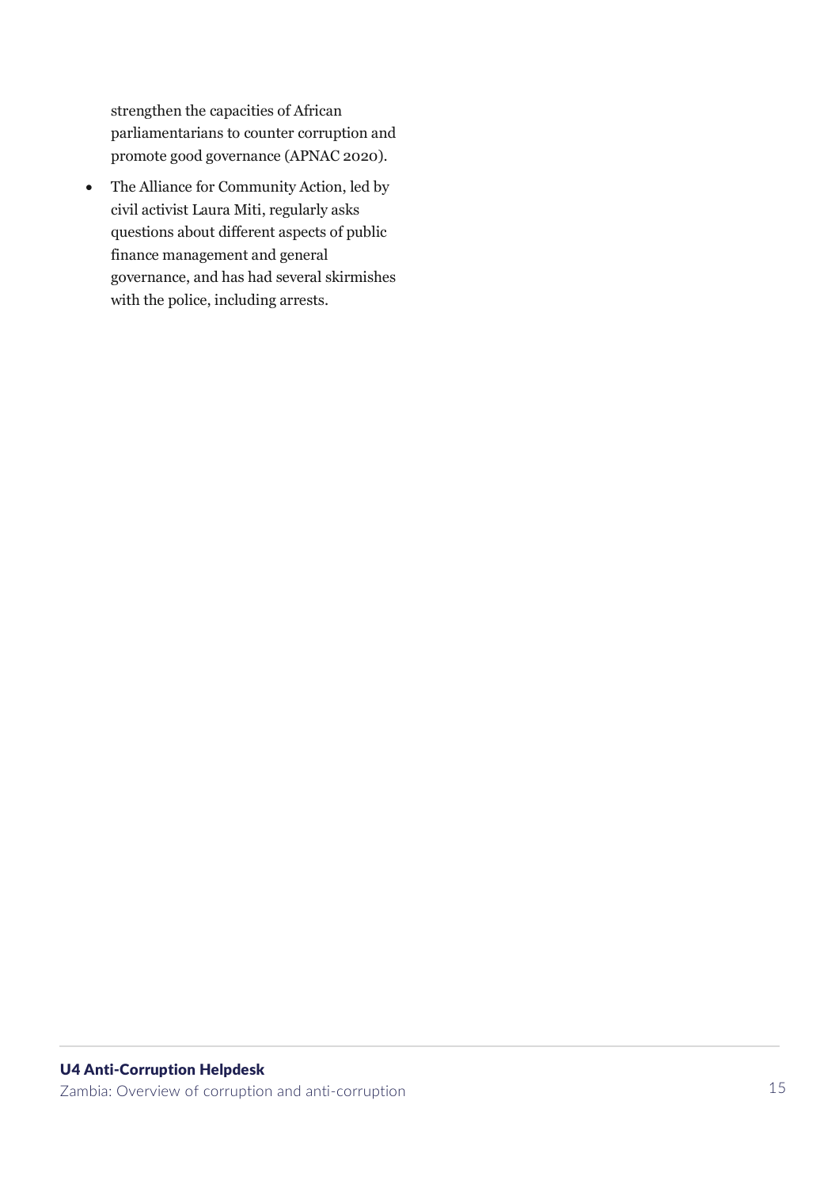strengthen the capacities of African parliamentarians to counter corruption and promote good governance (APNAC 2020).

- The Alliance for Community Action, led by civil activist Laura Miti, regularly asks questions about different aspects of public finance management and general governance, and has had several skirmishes with the police, including arrests.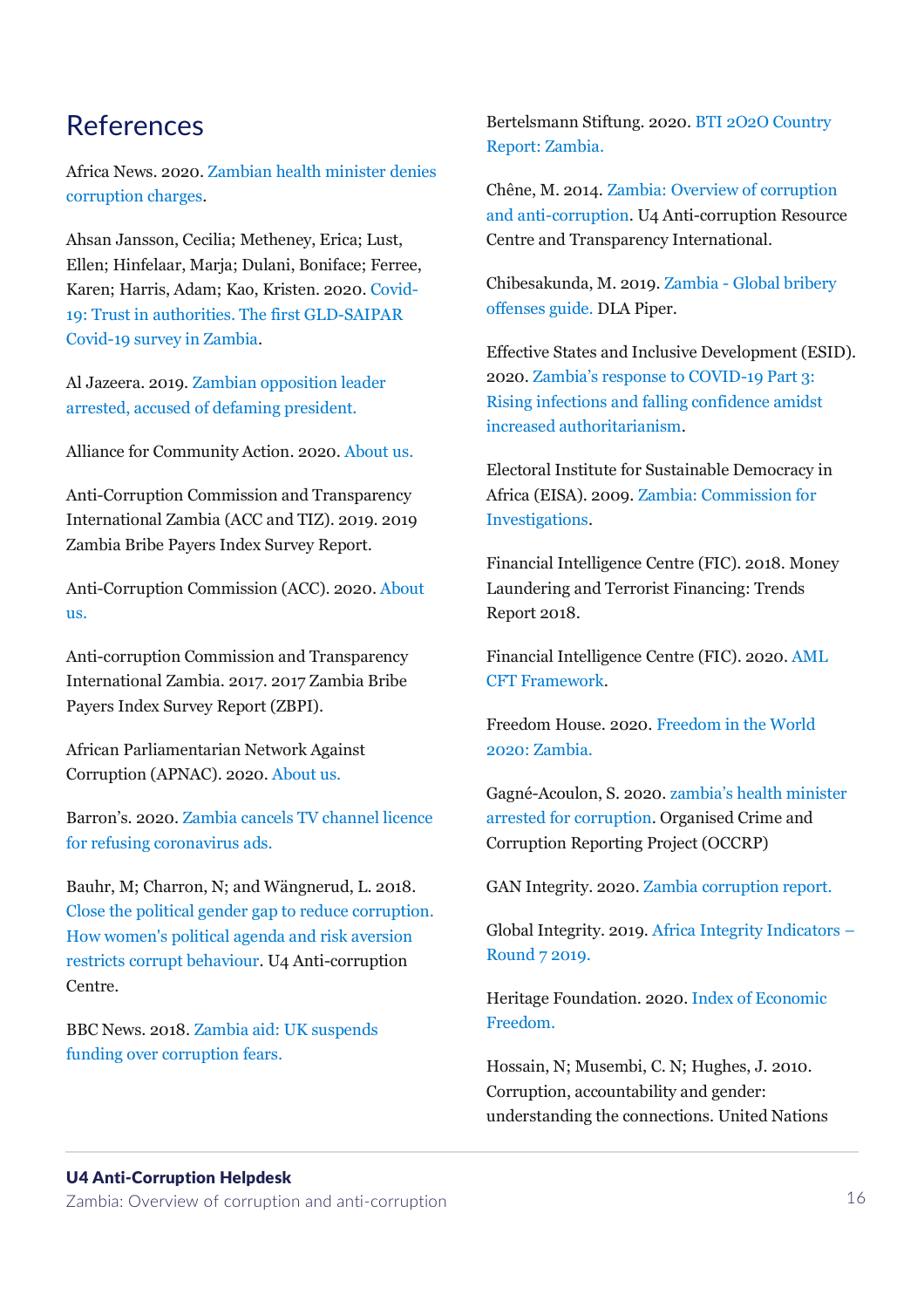# References

Africa News. 2020. Zambian health minister denies corruption charges.

Ahsan Jansson, Cecilia; Metheney, Erica; Lust, Ellen; Hinfelaar, Marja; Dulani, Boniface; Ferree, Karen; Harris, Adam; Kao, Kristen. 2020. Covid-19: Trust in authorities. The first GLD-SAIPAR Covid-19 survey in Zambia.

Al Jazeera. 2019. Zambian opposition leader arrested, accused of defaming president.

Alliance for Community Action. 2020. About us.

Anti-Corruption Commission and Transparency International Zambia (ACC and TIZ). 2019. 2019 Zambia Bribe Payers Index Survey Report.

Anti-Corruption Commission (ACC). 2020. About us.

Anti-corruption Commission and Transparency International Zambia. 2017. 2017 Zambia Bribe Payers Index Survey Report (ZBPI).

African Parliamentarian Network Against Corruption (APNAC). 2020. About us.

Barron's. 2020. Zambia cancels TV channel licence for refusing coronavirus ads.

Bauhr, M; Charron, N; and Wängnerud, L. 2018. Close the political gender gap to reduce corruption. How women's political agenda and risk aversion restricts corrupt behaviour. U4 Anti-corruption Centre.

BBC News. 2018. Zambia aid: UK suspends funding over corruption fears.

Bertelsmann Stiftung. 2020. BTI 2O2O Country Report: Zambia.

Chêne, M. 2014. Zambia: Overview of corruption and anti-corruption. U4 Anti-corruption Resource Centre and Transparency International.

Chibesakunda, M. 2019. Zambia - Global bribery offenses guide. DLA Piper.

Effective States and Inclusive Development (ESID). 2020. Zambia's response to COVID-19 Part 3: Rising infections and falling confidence amidst increased authoritarianism.

Electoral Institute for Sustainable Democracy in Africa (EISA). 2009. Zambia: Commission for Investigations.

Financial Intelligence Centre (FIC). 2018. Money Laundering and Terrorist Financing: Trends Report 2018.

Financial Intelligence Centre (FIC). 2020. AML CFT Framework.

Freedom House. 2020. Freedom in the World 2020: Zambia.

Gagné-Acoulon, S. 2020. zambia's health minister arrested for corruption. Organised Crime and Corruption Reporting Project (OCCRP)

GAN Integrity. 2020. Zambia corruption report.

Global Integrity. 2019. Africa Integrity Indicators – Round 7 2019.

Heritage Foundation. 2020. Index of Economic Freedom.

Hossain, N; Musembi, C. N; Hughes, J. 2010. Corruption, accountability and gender: understanding the connections. United Nations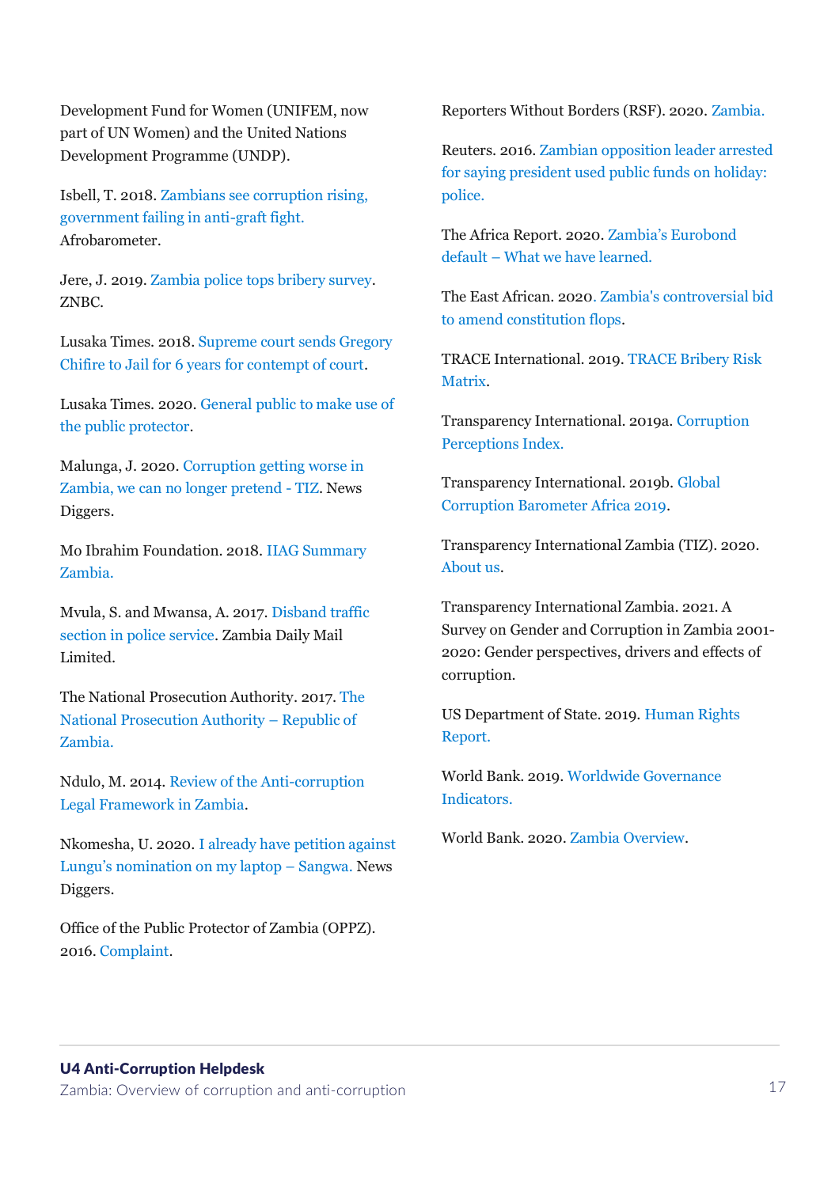Development Fund for Women (UNIFEM, now part of UN Women) and the United Nations Development Programme (UNDP).

Isbell, T. 2018. Zambians see corruption rising, government failing in anti-graft fight. Afrobarometer.

Jere, J. 2019. Zambia police tops bribery survey. ZNBC.

Lusaka Times. 2018. Supreme court sends Gregory Chifire to Jail for 6 years for contempt of court.

Lusaka Times. 2020. General public to make use of the public protector.

Malunga, J. 2020. Corruption getting worse in Zambia, we can no longer pretend - TIZ. News Diggers.

Mo Ibrahim Foundation. 2018. IIAG Summary Zambia.

Mvula, S. and Mwansa, A. 2017. Disband traffic section in police service. Zambia Daily Mail Limited.

The National Prosecution Authority. 2017. The National Prosecution Authority – Republic of Zambia.

Ndulo, M. 2014. Review of the Anti-corruption Legal Framework in Zambia.

Nkomesha, U. 2020. I already have petition against Lungu's nomination on my laptop – Sangwa. News Diggers.

Office of the Public Protector of Zambia (OPPZ). 2016. Complaint.

Reporters Without Borders (RSF). 2020. Zambia.

Reuters. 2016. Zambian opposition leader arrested for saying president used public funds on holiday: police.

The Africa Report. 2020. Zambia's Eurobond default – What we have learned.

The East African. 2020. Zambia's controversial bid to amend constitution flops.

TRACE International. 2019. TRACE Bribery Risk Matrix.

Transparency International. 2019a. Corruption Perceptions Index.

Transparency International. 2019b. Global Corruption Barometer Africa 2019.

Transparency International Zambia (TIZ). 2020. About us.

Transparency International Zambia. 2021. A Survey on Gender and Corruption in Zambia 2001-2020: Gender perspectives, drivers and effects of corruption.

US Department of State. 2019. Human Rights Report.

World Bank. 2019. Worldwide Governance Indicators.

World Bank. 2020. Zambia Overview.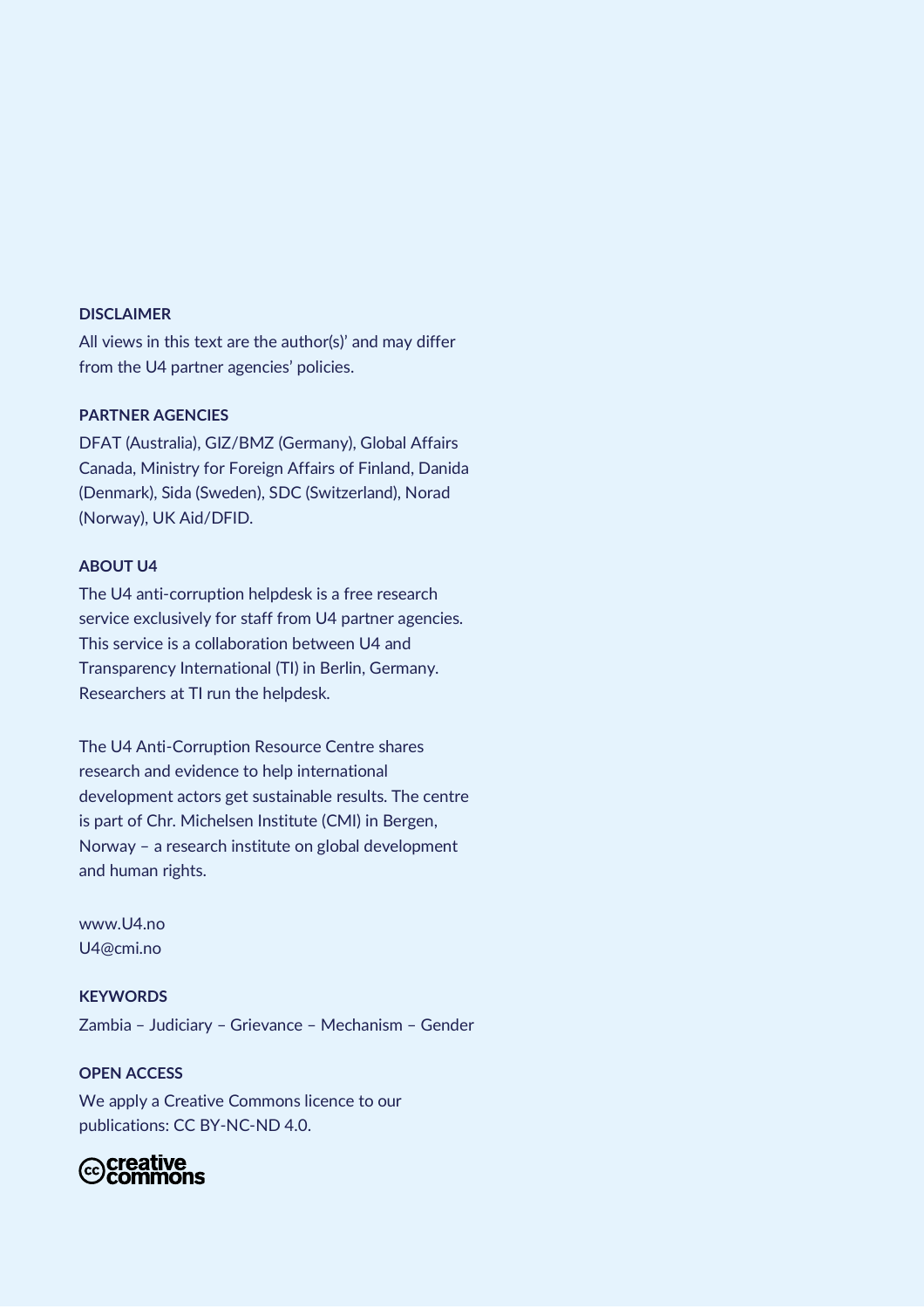## DISCLAIMER

All views in this text are the author(s)' and may differ from the U4 partner agencies' policies.

## PARTNER AGENCIES

DFAT (Australia), GIZ/BMZ (Germany), Global Affairs Canada, Ministry for Foreign Affairs of Finland, Danida (Denmark), Sida (Sweden), SDC (Switzerland), Norad (Norway), UK Aid/DFID.

## ABOUT U4

The U4 anti-corruption helpdesk is a free research service exclusively for staff from U4 partner agencies. This service is a collaboration between U4 and Transparency International (TI) in Berlin, Germany. Researchers at TI run the helpdesk.

The U4 Anti-Corruption Resource Centre shares research and evidence to help international development actors get sustainable results. The centre is part of Chr. Michelsen Institute (CMI) in Bergen, Norway – a research institute on global development and human rights.

www.U4.no
U4@cmi.no

## KEYWORDS

Zambia – Judiciary – Grievance – Mechanism – Gender

## OPEN ACCESS

We apply a Creative Commons licence to our publications: CC BY-NC-ND 4.0.

creative commons